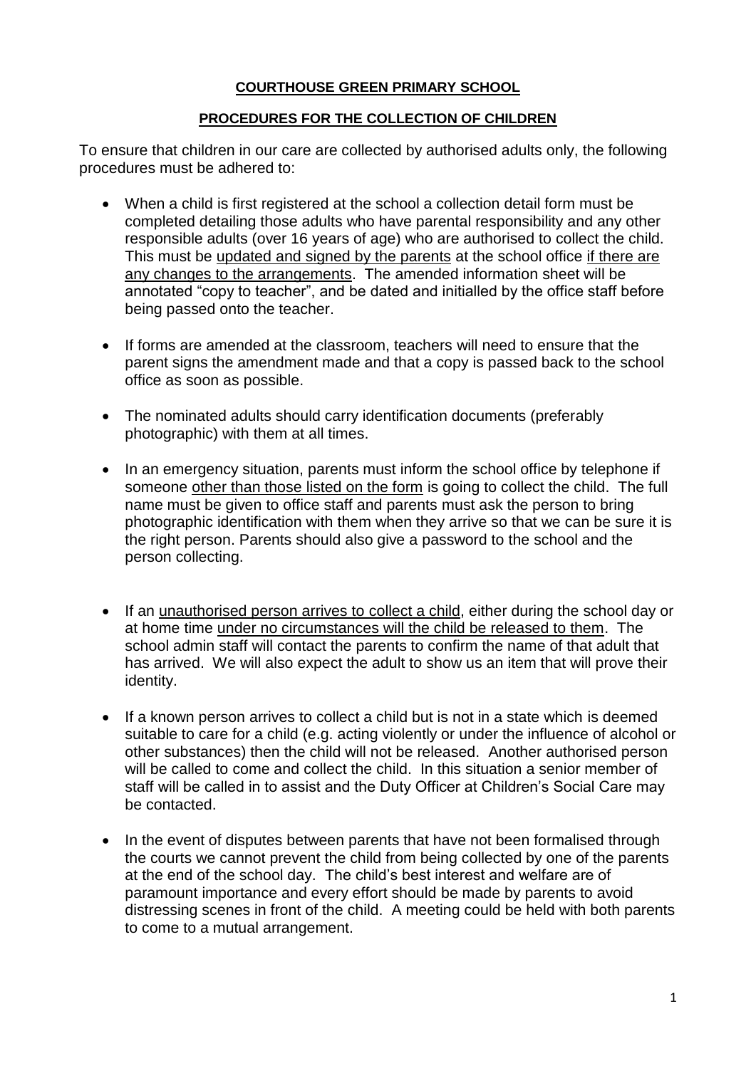# COURTHOUSE GREEN PRIMARY SCHOOL

## PROCEDURES FOR THE COLLECTION OF CHILDREN

To ensure that children in our care are collected by authorised adults only, the following procedures must be adhered to:

- When a child is first registered at the school a collection detail form must be completed detailing those adults who have parental responsibility and any other responsible adults (over 16 years of age) who are authorised to collect the child. This must be updated and signed by the parents at the school office if there are any changes to the arrangements. The amended information sheet will be annotated "copy to teacher", and be dated and initialled by the office staff before being passed onto the teacher.

- If forms are amended at the classroom, teachers will need to ensure that the parent signs the amendment made and that a copy is passed back to the school office as soon as possible.

- The nominated adults should carry identification documents (preferably photographic) with them at all times.

- In an emergency situation, parents must inform the school office by telephone if someone other than those listed on the form is going to collect the child. The full name must be given to office staff and parents must ask the person to bring photographic identification with them when they arrive so that we can be sure it is the right person. Parents should also give a password to the school and the person collecting.

- If an unauthorised person arrives to collect a child, either during the school day or at home time under no circumstances will the child be released to them. The school admin staff will contact the parents to confirm the name of that adult that has arrived. We will also expect the adult to show us an item that will prove their identity.

- If a known person arrives to collect a child but is not in a state which is deemed suitable to care for a child (e.g. acting violently or under the influence of alcohol or other substances) then the child will not be released. Another authorised person will be called to come and collect the child. In this situation a senior member of staff will be called in to assist and the Duty Officer at Children's Social Care may be contacted.

- In the event of disputes between parents that have not been formalised through the courts we cannot prevent the child from being collected by one of the parents at the end of the school day. The child's best interest and welfare are of paramount importance and every effort should be made by parents to avoid distressing scenes in front of the child. A meeting could be held with both parents to come to a mutual arrangement.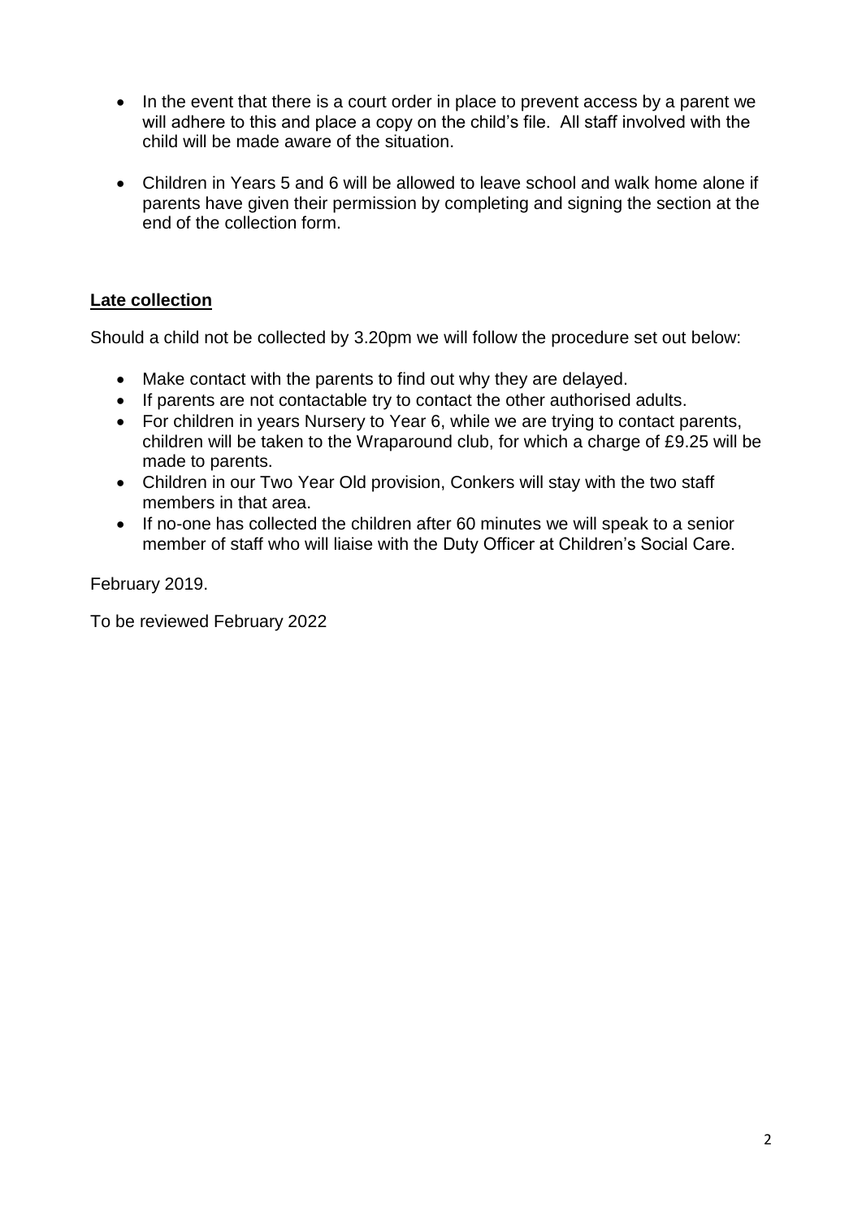- In the event that there is a court order in place to prevent access by a parent we will adhere to this and place a copy on the child's file. All staff involved with the child will be made aware of the situation.

- Children in Years 5 and 6 will be allowed to leave school and walk home alone if parents have given their permission by completing and signing the section at the end of the collection form.

## **Late collection**

Should a child not be collected by 3.20pm we will follow the procedure set out below:

- Make contact with the parents to find out why they are delayed.
- If parents are not contactable try to contact the other authorised adults.
- For children in years Nursery to Year 6, while we are trying to contact parents, children will be taken to the Wraparound club, for which a charge of £9.25 will be made to parents.
- Children in our Two Year Old provision, Conkers will stay with the two staff members in that area.
- If no-one has collected the children after 60 minutes we will speak to a senior member of staff who will liaise with the Duty Officer at Children's Social Care.

February 2019.

To be reviewed February 2022